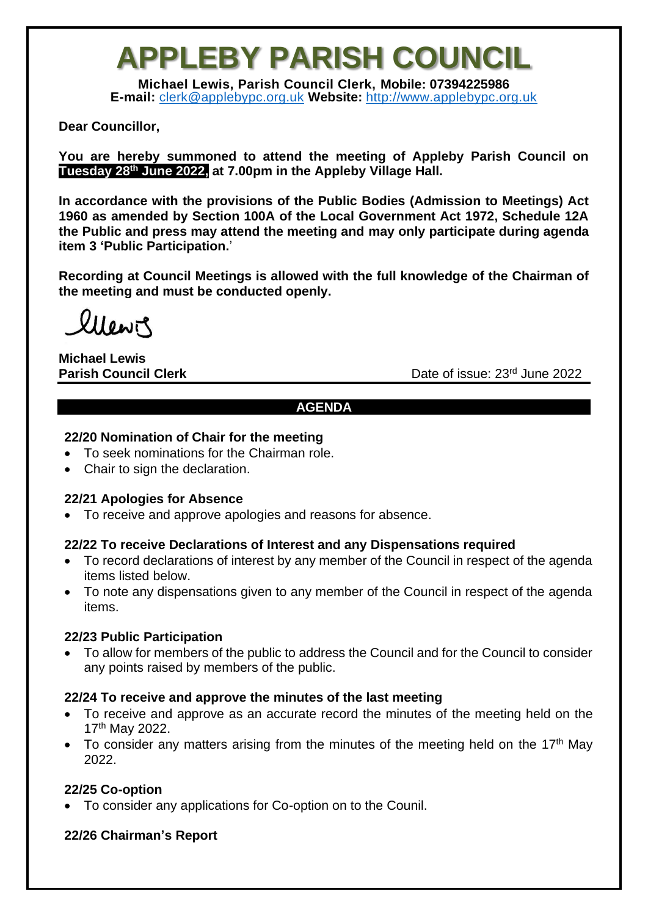# APPLEBY PARISH COUNCIL

**Michael Lewis, Parish Council Clerk, Mobile: 07394225986**
**E-mail:** clerk@applebypc.org.uk **Website:** http://www.applebypc.org.uk

**Dear Councillor,**

**You are hereby summoned to attend the meeting of Appleby Parish Council on Tuesday 28th June 2022, at 7.00pm in the Appleby Village Hall.**

**In accordance with the provisions of the Public Bodies (Admission to Meetings) Act 1960 as amended by Section 100A of the Local Government Act 1972, Schedule 12A the Public and press may attend the meeting and may only participate during agenda item 3 'Public Participation.'**

**Recording at Council Meetings is allowed with the full knowledge of the Chairman of the meeting and must be conducted openly.**

MLewis

**Michael Lewis**
**Parish Council Clerk**

Date of issue: 23rd June 2022

## AGENDA

### 22/20 Nomination of Chair for the meeting

- To seek nominations for the Chairman role.
- Chair to sign the declaration.

### 22/21 Apologies for Absence

- To receive and approve apologies and reasons for absence.

### 22/22 To receive Declarations of Interest and any Dispensations required

- To record declarations of interest by any member of the Council in respect of the agenda items listed below.
- To note any dispensations given to any member of the Council in respect of the agenda items.

### 22/23 Public Participation

- To allow for members of the public to address the Council and for the Council to consider any points raised by members of the public.

### 22/24 To receive and approve the minutes of the last meeting

- To receive and approve as an accurate record the minutes of the meeting held on the 17th May 2022.
- To consider any matters arising from the minutes of the meeting held on the 17th May 2022.

### 22/25 Co-option

- To consider any applications for Co-option on to the Counil.

### 22/26 Chairman's Report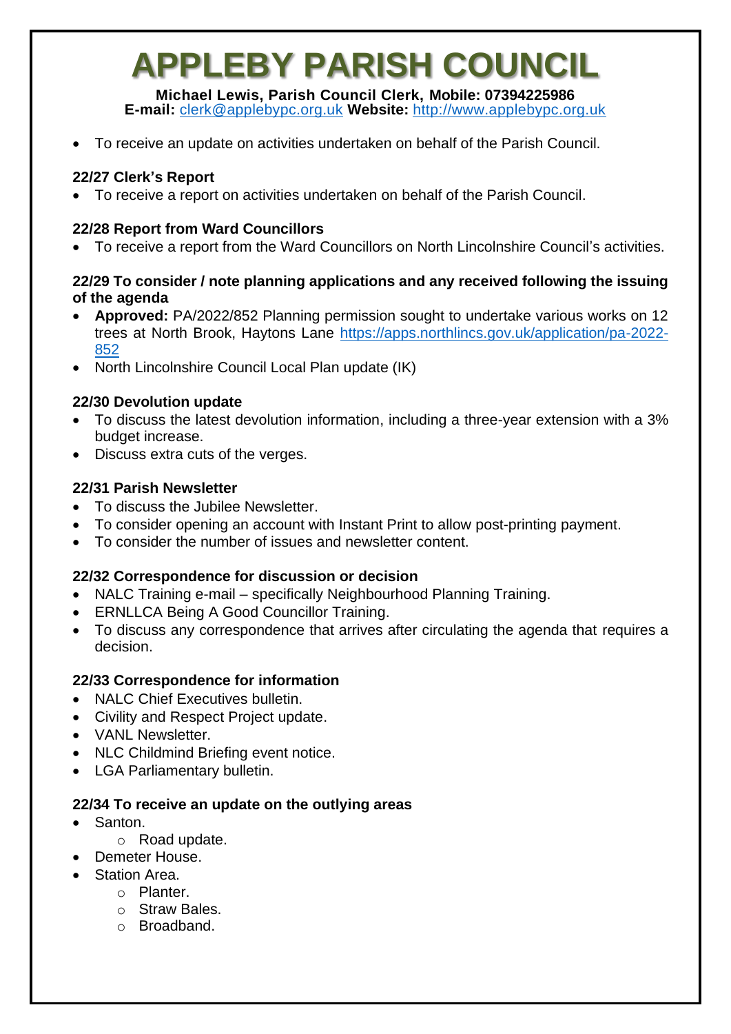# APPLEBY PARISH COUNCIL

**Michael Lewis, Parish Council Clerk, Mobile: 07394225986**
**E-mail:** clerk@applebypc.org.uk **Website:** http://www.applebypc.org.uk

- To receive an update on activities undertaken on behalf of the Parish Council.

### 22/27 Clerk's Report

- To receive a report on activities undertaken on behalf of the Parish Council.

### 22/28 Report from Ward Councillors

- To receive a report from the Ward Councillors on North Lincolnshire Council's activities.

### 22/29 To consider / note planning applications and any received following the issuing of the agenda

- **Approved:** PA/2022/852 Planning permission sought to undertake various works on 12 trees at North Brook, Haytons Lane https://apps.northlincs.gov.uk/application/pa-2022-852
- North Lincolnshire Council Local Plan update (IK)

### 22/30 Devolution update

- To discuss the latest devolution information, including a three-year extension with a 3% budget increase.
- Discuss extra cuts of the verges.

### 22/31 Parish Newsletter

- To discuss the Jubilee Newsletter.
- To consider opening an account with Instant Print to allow post-printing payment.
- To consider the number of issues and newsletter content.

### 22/32 Correspondence for discussion or decision

- NALC Training e-mail – specifically Neighbourhood Planning Training.
- ERNLLCA Being A Good Councillor Training.
- To discuss any correspondence that arrives after circulating the agenda that requires a decision.

### 22/33 Correspondence for information

- NALC Chief Executives bulletin.
- Civility and Respect Project update.
- VANL Newsletter.
- NLC Childmind Briefing event notice.
- LGA Parliamentary bulletin.

### 22/34 To receive an update on the outlying areas

- Santon.
  - Road update.
- Demeter House.
- Station Area.
  - Planter.
  - Straw Bales.
  - Broadband.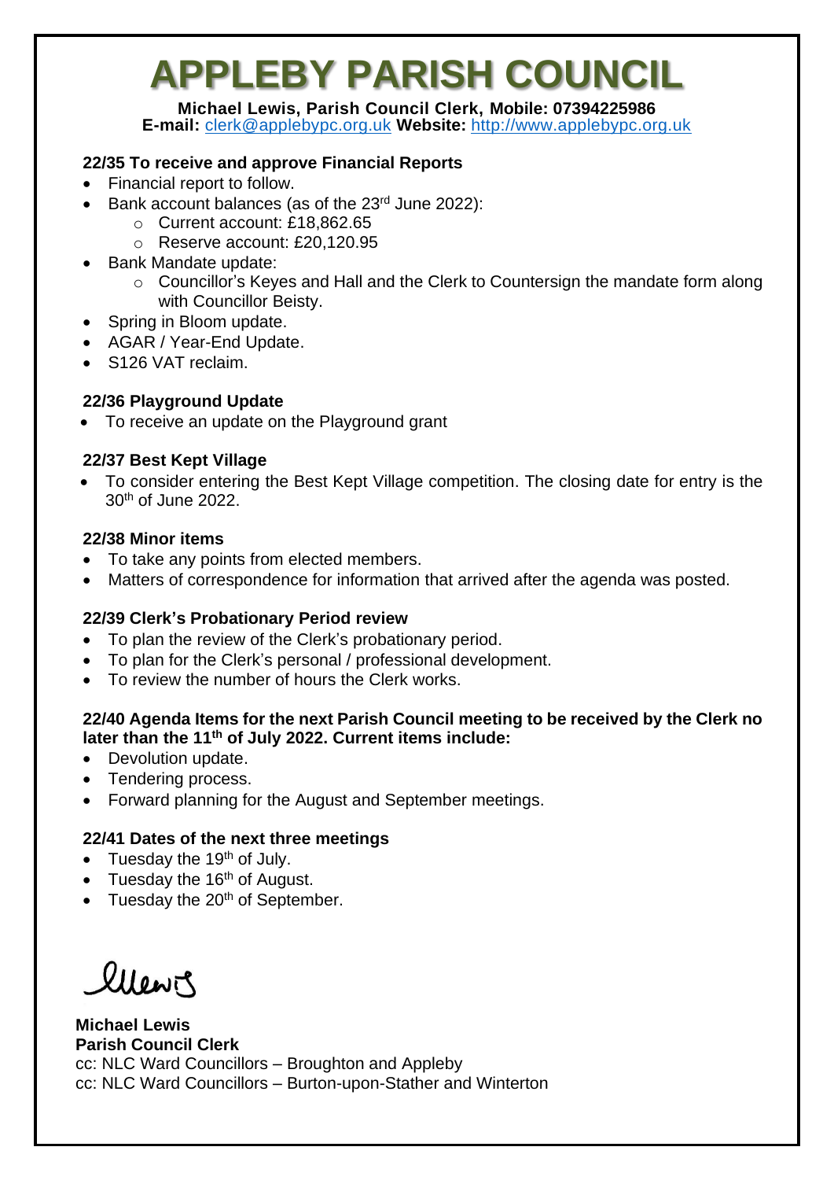# APPLEBY PARISH COUNCIL

**Michael Lewis, Parish Council Clerk, Mobile: 07394225986**
**E-mail:** clerk@applebypc.org.uk **Website:** http://www.applebypc.org.uk

### 22/35 To receive and approve Financial Reports

- Financial report to follow.
- Bank account balances (as of the 23rd June 2022):
  - Current account: £18,862.65
  - Reserve account: £20,120.95
- Bank Mandate update:
  - Councillor's Keyes and Hall and the Clerk to Countersign the mandate form along with Councillor Beisty.
- Spring in Bloom update.
- AGAR / Year-End Update.
- S126 VAT reclaim.

### 22/36 Playground Update

- To receive an update on the Playground grant

### 22/37 Best Kept Village

- To consider entering the Best Kept Village competition. The closing date for entry is the 30th of June 2022.

### 22/38 Minor items

- To take any points from elected members.
- Matters of correspondence for information that arrived after the agenda was posted.

### 22/39 Clerk's Probationary Period review

- To plan the review of the Clerk's probationary period.
- To plan for the Clerk's personal / professional development.
- To review the number of hours the Clerk works.

### 22/40 Agenda Items for the next Parish Council meeting to be received by the Clerk no later than the 11th of July 2022. Current items include:

- Devolution update.
- Tendering process.
- Forward planning for the August and September meetings.

### 22/41 Dates of the next three meetings

- Tuesday the 19th of July.
- Tuesday the 16th of August.
- Tuesday the 20th of September.

MLewis

**Michael Lewis**
**Parish Council Clerk**
cc: NLC Ward Councillors – Broughton and Appleby
cc: NLC Ward Councillors – Burton-upon-Stather and Winterton